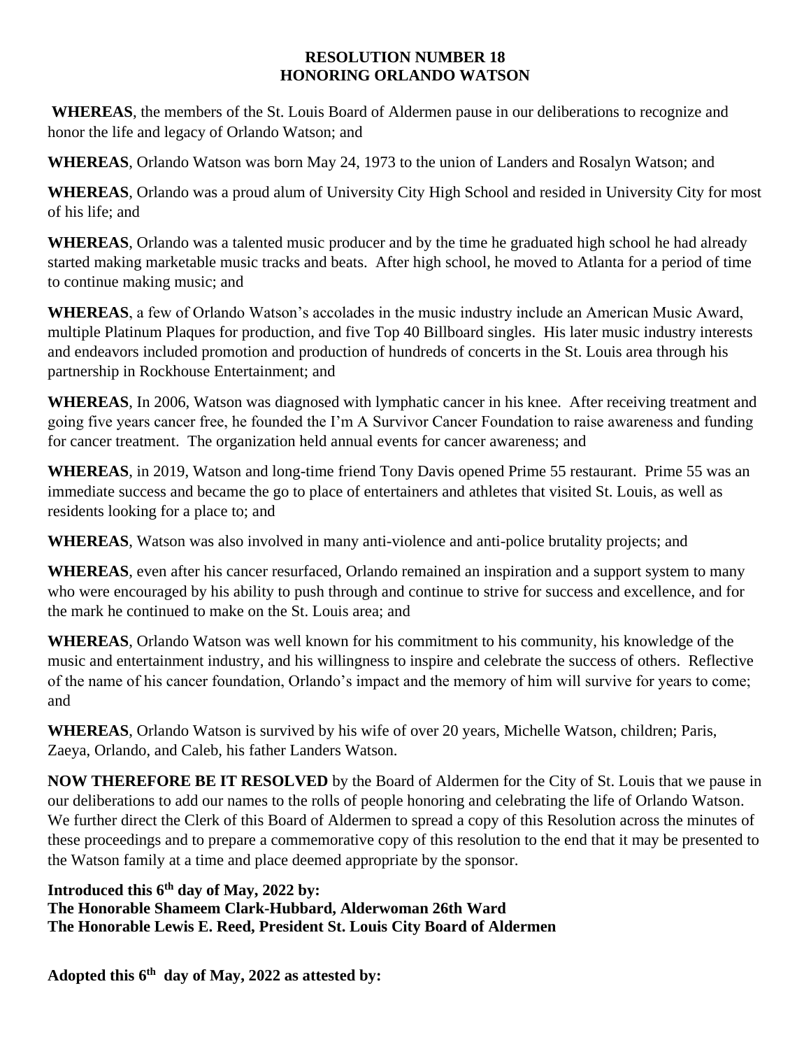# RESOLUTION NUMBER 18
# HONORING ORLANDO WATSON

**WHEREAS**, the members of the St. Louis Board of Aldermen pause in our deliberations to recognize and honor the life and legacy of Orlando Watson; and

**WHEREAS**, Orlando Watson was born May 24, 1973 to the union of Landers and Rosalyn Watson; and

**WHEREAS**, Orlando was a proud alum of University City High School and resided in University City for most of his life; and

**WHEREAS**, Orlando was a talented music producer and by the time he graduated high school he had already started making marketable music tracks and beats. After high school, he moved to Atlanta for a period of time to continue making music; and

**WHEREAS**, a few of Orlando Watson's accolades in the music industry include an American Music Award, multiple Platinum Plaques for production, and five Top 40 Billboard singles. His later music industry interests and endeavors included promotion and production of hundreds of concerts in the St. Louis area through his partnership in Rockhouse Entertainment; and

**WHEREAS**, In 2006, Watson was diagnosed with lymphatic cancer in his knee. After receiving treatment and going five years cancer free, he founded the I'm A Survivor Cancer Foundation to raise awareness and funding for cancer treatment. The organization held annual events for cancer awareness; and

**WHEREAS**, in 2019, Watson and long-time friend Tony Davis opened Prime 55 restaurant. Prime 55 was an immediate success and became the go to place of entertainers and athletes that visited St. Louis, as well as residents looking for a place to; and

**WHEREAS**, Watson was also involved in many anti-violence and anti-police brutality projects; and

**WHEREAS**, even after his cancer resurfaced, Orlando remained an inspiration and a support system to many who were encouraged by his ability to push through and continue to strive for success and excellence, and for the mark he continued to make on the St. Louis area; and

**WHEREAS**, Orlando Watson was well known for his commitment to his community, his knowledge of the music and entertainment industry, and his willingness to inspire and celebrate the success of others. Reflective of the name of his cancer foundation, Orlando's impact and the memory of him will survive for years to come; and

**WHEREAS**, Orlando Watson is survived by his wife of over 20 years, Michelle Watson, children; Paris, Zaeya, Orlando, and Caleb, his father Landers Watson.

**NOW THEREFORE BE IT RESOLVED** by the Board of Aldermen for the City of St. Louis that we pause in our deliberations to add our names to the rolls of people honoring and celebrating the life of Orlando Watson. We further direct the Clerk of this Board of Aldermen to spread a copy of this Resolution across the minutes of these proceedings and to prepare a commemorative copy of this resolution to the end that it may be presented to the Watson family at a time and place deemed appropriate by the sponsor.

**Introduced this 6th day of May, 2022 by:**
**The Honorable Shameem Clark-Hubbard, Alderwoman 26th Ward**
**The Honorable Lewis E. Reed, President St. Louis City Board of Aldermen**

**Adopted this 6th day of May, 2022 as attested by:**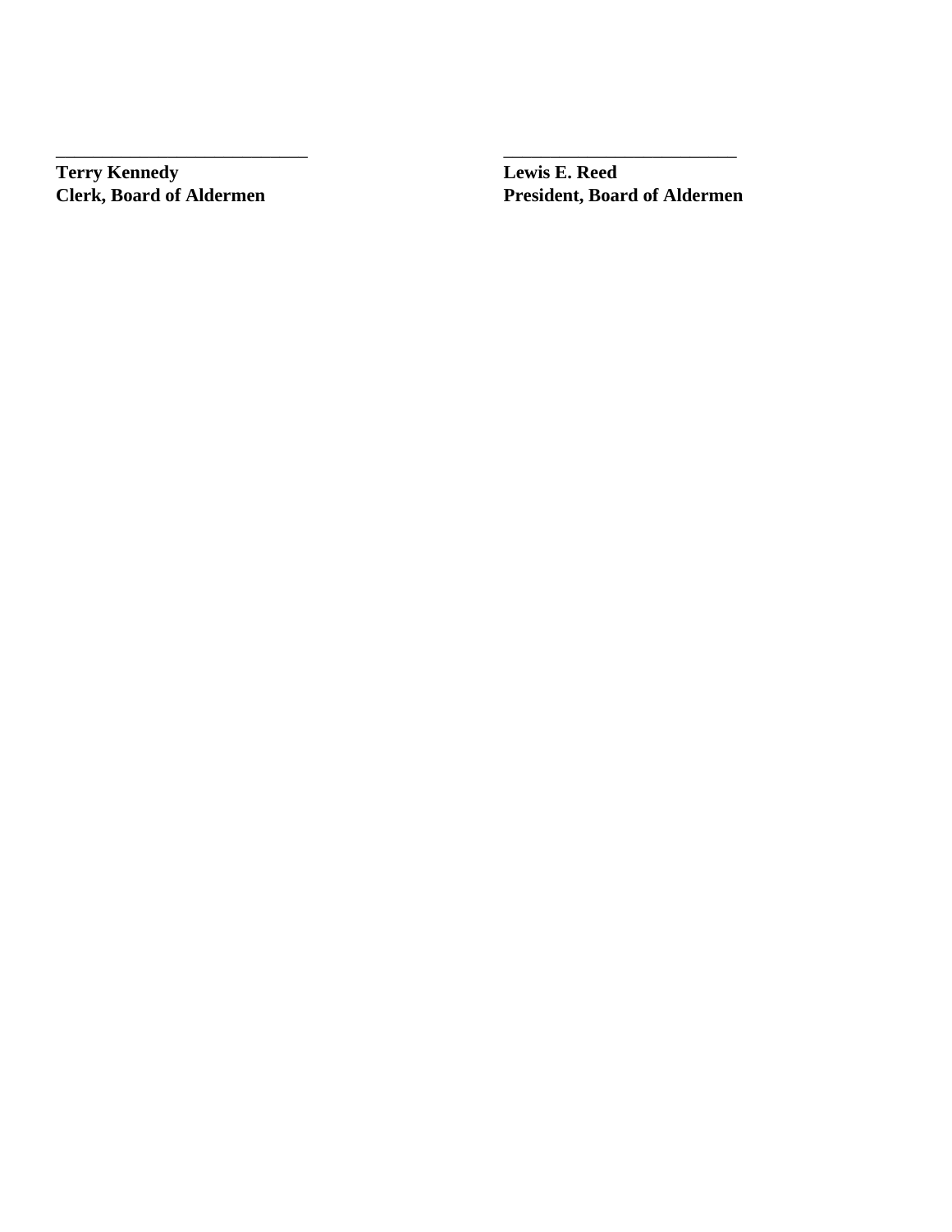| | |
|---|---|
| ____________________________ | __________________________ |
| **Terry Kennedy** | **Lewis E. Reed** |
| **Clerk, Board of Aldermen** | **President, Board of Aldermen** |